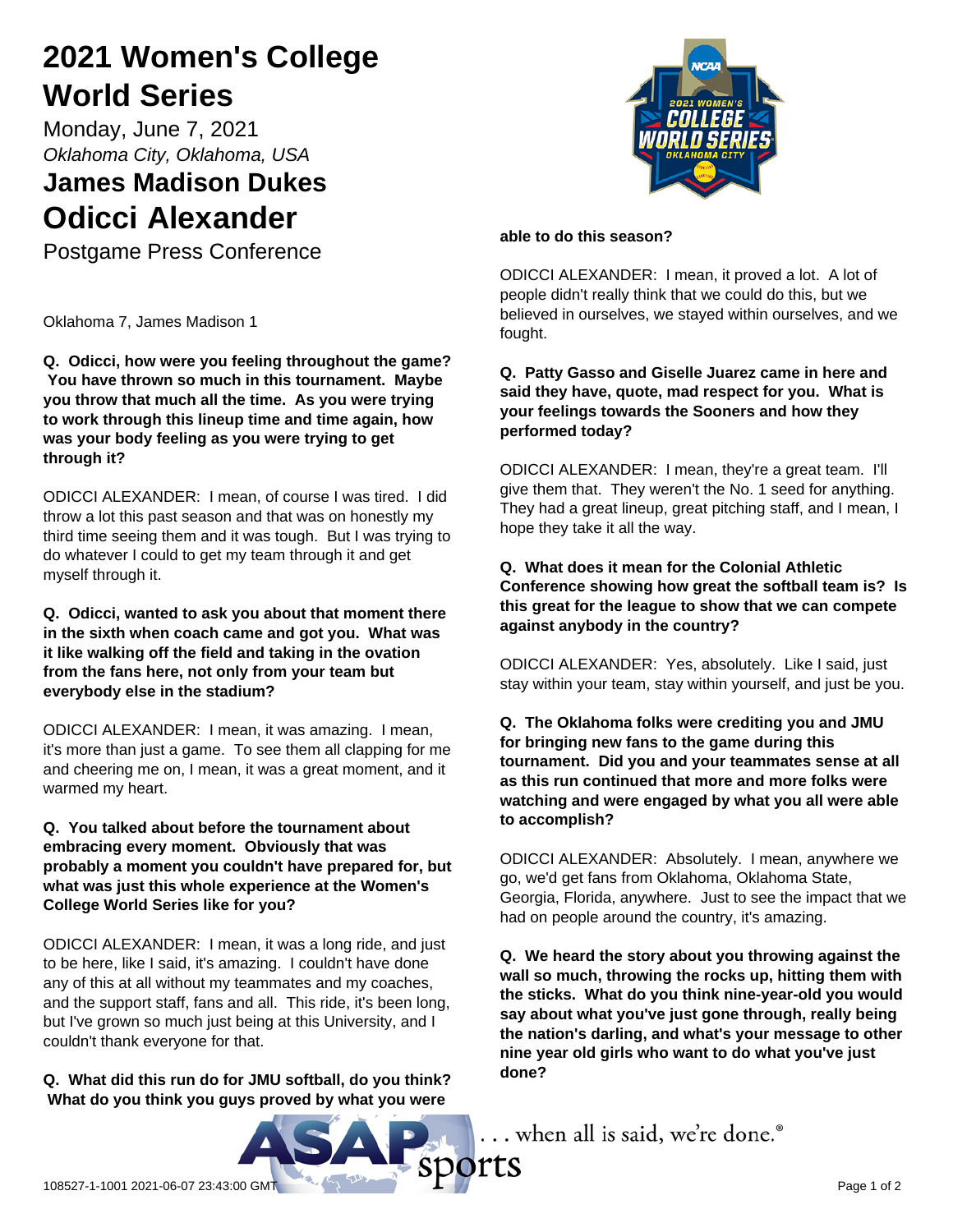# 2021 Women's College World Series

Monday, June 7, 2021

*Oklahoma City, Oklahoma, USA*

## James Madison Dukes

# Odicci Alexander

Postgame Press Conference

Oklahoma 7, James Madison 1

**Q. Odicci, how were you feeling throughout the game? You have thrown so much in this tournament. Maybe you throw that much all the time. As you were trying to work through this lineup time and time again, how was your body feeling as you were trying to get through it?**

ODICCI ALEXANDER: I mean, of course I was tired. I did throw a lot this past season and that was on honestly my third time seeing them and it was tough. But I was trying to do whatever I could to get my team through it and get myself through it.

**Q. Odicci, wanted to ask you about that moment there in the sixth when coach came and got you. What was it like walking off the field and taking in the ovation from the fans here, not only from your team but everybody else in the stadium?**

ODICCI ALEXANDER: I mean, it was amazing. I mean, it's more than just a game. To see them all clapping for me and cheering me on, I mean, it was a great moment, and it warmed my heart.

**Q. You talked about before the tournament about embracing every moment. Obviously that was probably a moment you couldn't have prepared for, but what was just this whole experience at the Women's College World Series like for you?**

ODICCI ALEXANDER: I mean, it was a long ride, and just to be here, like I said, it's amazing. I couldn't have done any of this at all without my teammates and my coaches, and the support staff, fans and all. This ride, it's been long, but I've grown so much just being at this University, and I couldn't thank everyone for that.

**Q. What did this run do for JMU softball, do you think? What do you think you guys proved by what you were able to do this season?**

ODICCI ALEXANDER: I mean, it proved a lot. A lot of people didn't really think that we could do this, but we believed in ourselves, we stayed within ourselves, and we fought.

**Q. Patty Gasso and Giselle Juarez came in here and said they have, quote, mad respect for you. What is your feelings towards the Sooners and how they performed today?**

ODICCI ALEXANDER: I mean, they're a great team. I'll give them that. They weren't the No. 1 seed for anything. They had a great lineup, great pitching staff, and I mean, I hope they take it all the way.

**Q. What does it mean for the Colonial Athletic Conference showing how great the softball team is? Is this great for the league to show that we can compete against anybody in the country?**

ODICCI ALEXANDER: Yes, absolutely. Like I said, just stay within your team, stay within yourself, and just be you.

**Q. The Oklahoma folks were crediting you and JMU for bringing new fans to the game during this tournament. Did you and your teammates sense at all as this run continued that more and more folks were watching and were engaged by what you all were able to accomplish?**

ODICCI ALEXANDER: Absolutely. I mean, anywhere we go, we'd get fans from Oklahoma, Oklahoma State, Georgia, Florida, anywhere. Just to see the impact that we had on people around the country, it's amazing.

**Q. We heard the story about you throwing against the wall so much, throwing the rocks up, hitting them with the sticks. What do you think nine-year-old you would say about what you've just gone through, really being the nation's darling, and what's your message to other nine year old girls who want to do what you've just done?**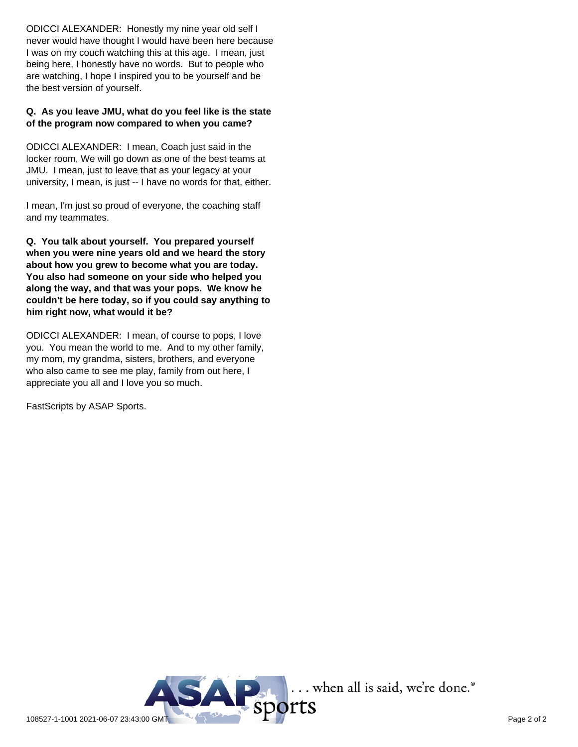ODICCI ALEXANDER: Honestly my nine year old self I never would have thought I would have been here because I was on my couch watching this at this age. I mean, just being here, I honestly have no words. But to people who are watching, I hope I inspired you to be yourself and be the best version of yourself.

**Q. As you leave JMU, what do you feel like is the state of the program now compared to when you came?**

ODICCI ALEXANDER: I mean, Coach just said in the locker room, We will go down as one of the best teams at JMU. I mean, just to leave that as your legacy at your university, I mean, is just -- I have no words for that, either.

I mean, I'm just so proud of everyone, the coaching staff and my teammates.

**Q. You talk about yourself. You prepared yourself when you were nine years old and we heard the story about how you grew to become what you are today. You also had someone on your side who helped you along the way, and that was your pops. We know he couldn't be here today, so if you could say anything to him right now, what would it be?**

ODICCI ALEXANDER: I mean, of course to pops, I love you. You mean the world to me. And to my other family, my mom, my grandma, sisters, brothers, and everyone who also came to see me play, family from out here, I appreciate you all and I love you so much.

FastScripts by ASAP Sports.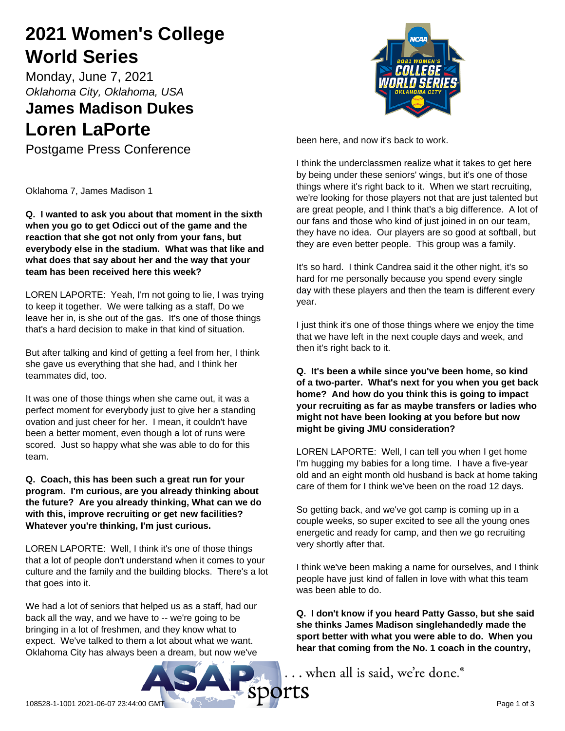# 2021 Women's College World Series

Monday, June 7, 2021

*Oklahoma City, Oklahoma, USA*

## James Madison Dukes

## Loren LaPorte

Postgame Press Conference

Oklahoma 7, James Madison 1

**Q. I wanted to ask you about that moment in the sixth when you go to get Odicci out of the game and the reaction that she got not only from your fans, but everybody else in the stadium. What was that like and what does that say about her and the way that your team has been received here this week?**

LOREN LAPORTE: Yeah, I'm not going to lie, I was trying to keep it together. We were talking as a staff, Do we leave her in, is she out of the gas. It's one of those things that's a hard decision to make in that kind of situation.

But after talking and kind of getting a feel from her, I think she gave us everything that she had, and I think her teammates did, too.

It was one of those things when she came out, it was a perfect moment for everybody just to give her a standing ovation and just cheer for her. I mean, it couldn't have been a better moment, even though a lot of runs were scored. Just so happy what she was able to do for this team.

**Q. Coach, this has been such a great run for your program. I'm curious, are you already thinking about the future? Are you already thinking, What can we do with this, improve recruiting or get new facilities? Whatever you're thinking, I'm just curious.**

LOREN LAPORTE: Well, I think it's one of those things that a lot of people don't understand when it comes to your culture and the family and the building blocks. There's a lot that goes into it.

We had a lot of seniors that helped us as a staff, had our back all the way, and we have to -- we're going to be bringing in a lot of freshmen, and they know what to expect. We've talked to them a lot about what we want. Oklahoma City has always been a dream, but now we've been here, and now it's back to work.

I think the underclassmen realize what it takes to get here by being under these seniors' wings, but it's one of those things where it's right back to it. When we start recruiting, we're looking for those players not that are just talented but are great people, and I think that's a big difference. A lot of our fans and those who kind of just joined in on our team, they have no idea. Our players are so good at softball, but they are even better people. This group was a family.

It's so hard. I think Candrea said it the other night, it's so hard for me personally because you spend every single day with these players and then the team is different every year.

I just think it's one of those things where we enjoy the time that we have left in the next couple days and week, and then it's right back to it.

**Q. It's been a while since you've been home, so kind of a two-parter. What's next for you when you get back home? And how do you think this is going to impact your recruiting as far as maybe transfers or ladies who might not have been looking at you before but now might be giving JMU consideration?**

LOREN LAPORTE: Well, I can tell you when I get home I'm hugging my babies for a long time. I have a five-year old and an eight month old husband is back at home taking care of them for I think we've been on the road 12 days.

So getting back, and we've got camp is coming up in a couple weeks, so super excited to see all the young ones energetic and ready for camp, and then we go recruiting very shortly after that.

I think we've been making a name for ourselves, and I think people have just kind of fallen in love with what this team was been able to do.

**Q. I don't know if you heard Patty Gasso, but she said she thinks James Madison singlehandedly made the sport better with what you were able to do. When you hear that coming from the No. 1 coach in the country,**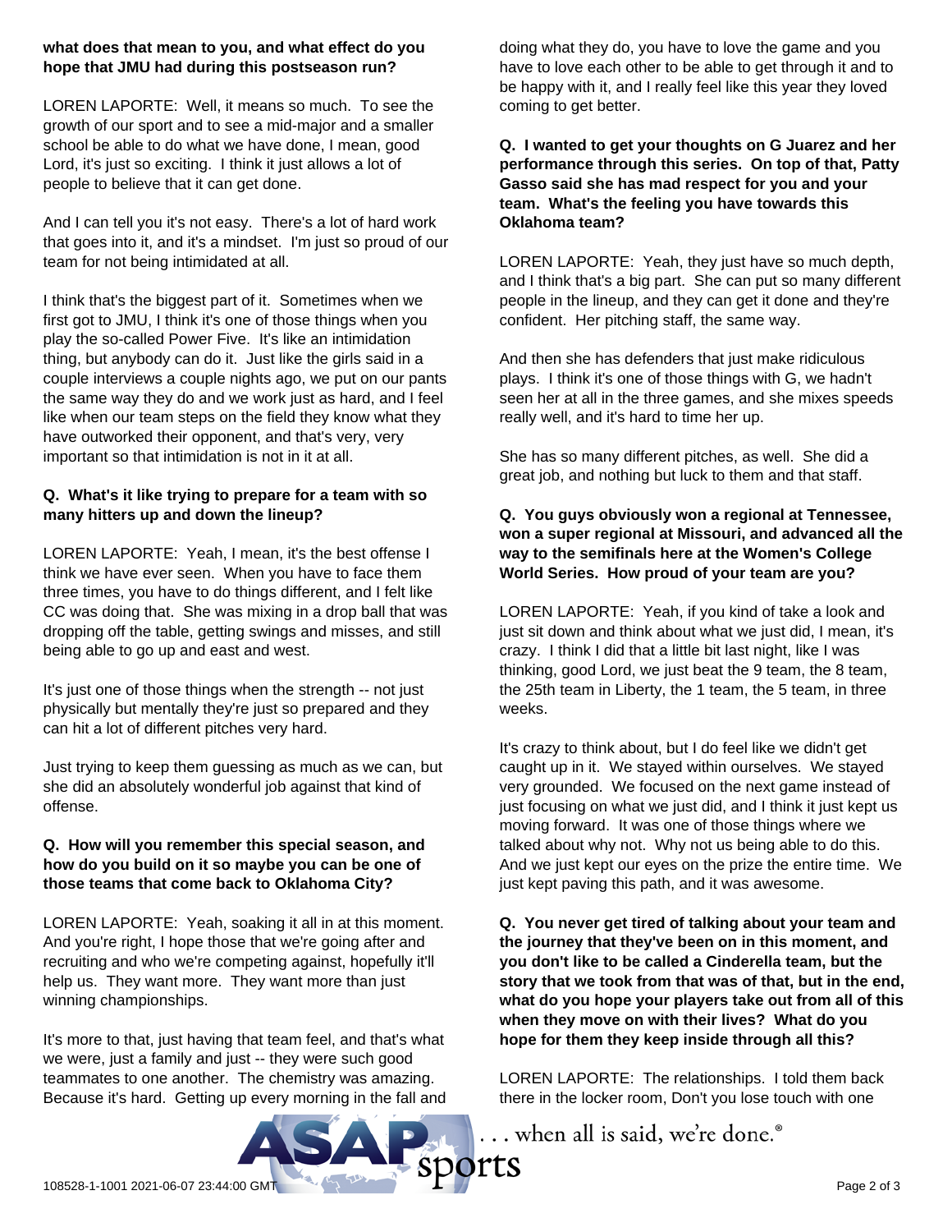**what does that mean to you, and what effect do you hope that JMU had during this postseason run?**

LOREN LAPORTE: Well, it means so much. To see the growth of our sport and to see a mid-major and a smaller school be able to do what we have done, I mean, good Lord, it's just so exciting. I think it just allows a lot of people to believe that it can get done.

And I can tell you it's not easy. There's a lot of hard work that goes into it, and it's a mindset. I'm just so proud of our team for not being intimidated at all.

I think that's the biggest part of it. Sometimes when we first got to JMU, I think it's one of those things when you play the so-called Power Five. It's like an intimidation thing, but anybody can do it. Just like the girls said in a couple interviews a couple nights ago, we put on our pants the same way they do and we work just as hard, and I feel like when our team steps on the field they know what they have outworked their opponent, and that's very, very important so that intimidation is not in it at all.

**Q. What's it like trying to prepare for a team with so many hitters up and down the lineup?**

LOREN LAPORTE: Yeah, I mean, it's the best offense I think we have ever seen. When you have to face them three times, you have to do things different, and I felt like CC was doing that. She was mixing in a drop ball that was dropping off the table, getting swings and misses, and still being able to go up and east and west.

It's just one of those things when the strength -- not just physically but mentally they're just so prepared and they can hit a lot of different pitches very hard.

Just trying to keep them guessing as much as we can, but she did an absolutely wonderful job against that kind of offense.

**Q. How will you remember this special season, and how do you build on it so maybe you can be one of those teams that come back to Oklahoma City?**

LOREN LAPORTE: Yeah, soaking it all in at this moment. And you're right, I hope those that we're going after and recruiting and who we're competing against, hopefully it'll help us. They want more. They want more than just winning championships.

It's more to that, just having that team feel, and that's what we were, just a family and just -- they were such good teammates to one another. The chemistry was amazing. Because it's hard. Getting up every morning in the fall and doing what they do, you have to love the game and you have to love each other to be able to get through it and to be happy with it, and I really feel like this year they loved coming to get better.

**Q. I wanted to get your thoughts on G Juarez and her performance through this series. On top of that, Patty Gasso said she has mad respect for you and your team. What's the feeling you have towards this Oklahoma team?**

LOREN LAPORTE: Yeah, they just have so much depth, and I think that's a big part. She can put so many different people in the lineup, and they can get it done and they're confident. Her pitching staff, the same way.

And then she has defenders that just make ridiculous plays. I think it's one of those things with G, we hadn't seen her at all in the three games, and she mixes speeds really well, and it's hard to time her up.

She has so many different pitches, as well. She did a great job, and nothing but luck to them and that staff.

**Q. You guys obviously won a regional at Tennessee, won a super regional at Missouri, and advanced all the way to the semifinals here at the Women's College World Series. How proud of your team are you?**

LOREN LAPORTE: Yeah, if you kind of take a look and just sit down and think about what we just did, I mean, it's crazy. I think I did that a little bit last night, like I was thinking, good Lord, we just beat the 9 team, the 8 team, the 25th team in Liberty, the 1 team, the 5 team, in three weeks.

It's crazy to think about, but I do feel like we didn't get caught up in it. We stayed within ourselves. We stayed very grounded. We focused on the next game instead of just focusing on what we just did, and I think it just kept us moving forward. It was one of those things where we talked about why not. Why not us being able to do this. And we just kept our eyes on the prize the entire time. We just kept paving this path, and it was awesome.

**Q. You never get tired of talking about your team and the journey that they've been on in this moment, and you don't like to be called a Cinderella team, but the story that we took from that was of that, but in the end, what do you hope your players take out from all of this when they move on with their lives? What do you hope for them they keep inside through all this?**

LOREN LAPORTE: The relationships. I told them back there in the locker room, Don't you lose touch with one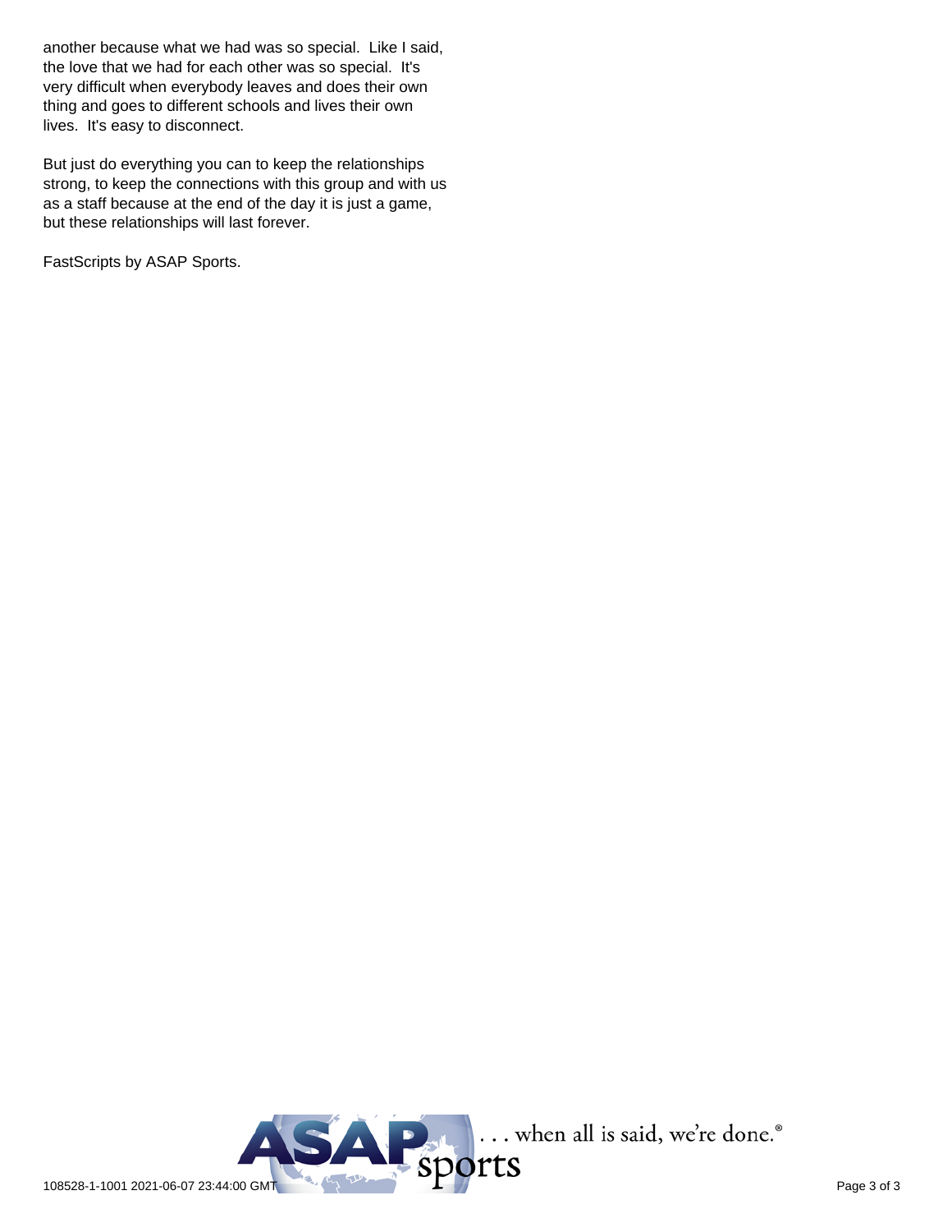another because what we had was so special. Like I said, the love that we had for each other was so special. It's very difficult when everybody leaves and does their own thing and goes to different schools and lives their own lives. It's easy to disconnect.

But just do everything you can to keep the relationships strong, to keep the connections with this group and with us as a staff because at the end of the day it is just a game, but these relationships will last forever.

FastScripts by ASAP Sports.